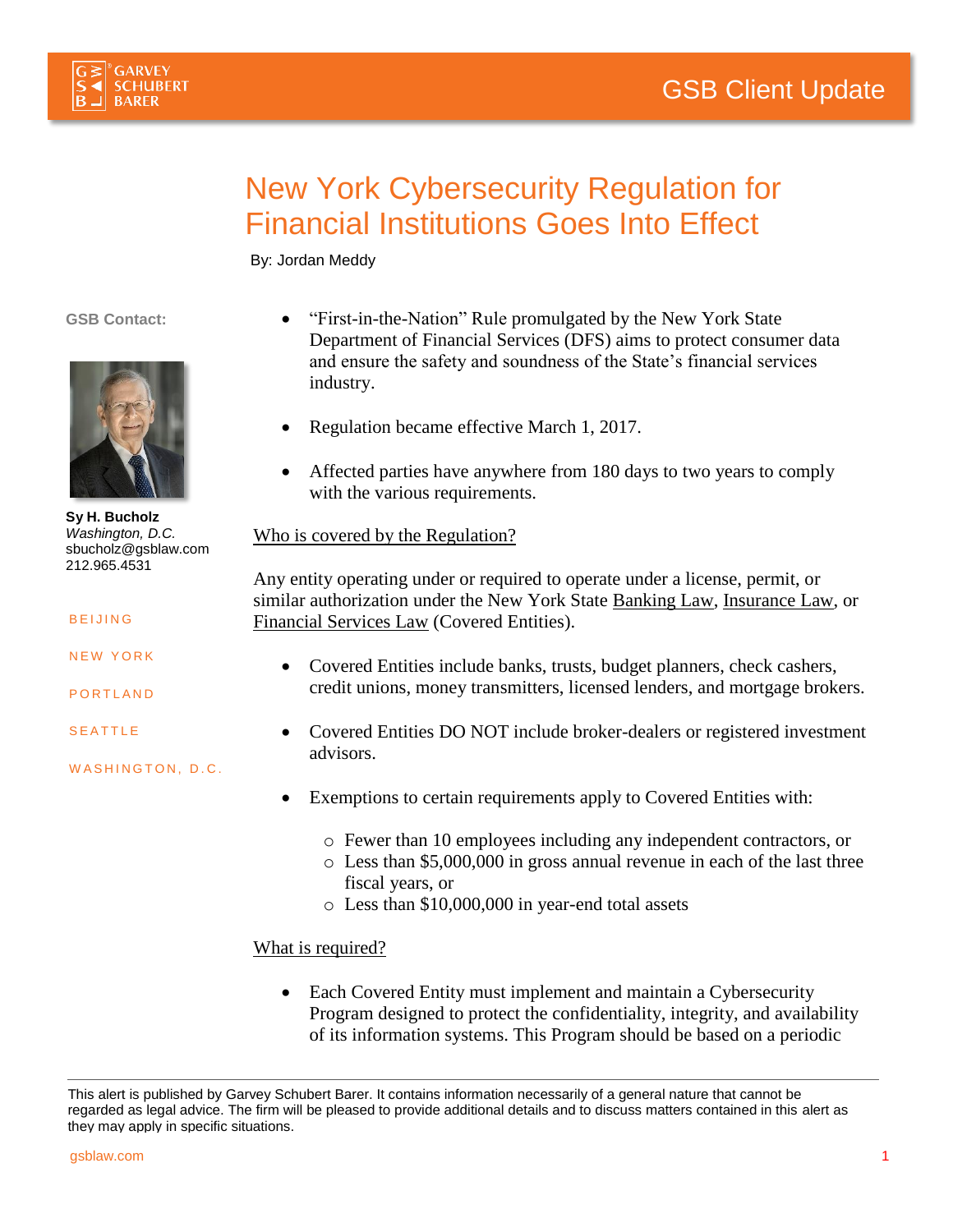GSB Client Update

# New York Cybersecurity Regulation for Financial Institutions Goes Into Effect

By: Jordan Meddy

**GSB Contact:**

**Sy H. Bucholz**
*Washington, D.C.*
sbucholz@gsblaw.com
212.965.4531

BEIJING

NEW YORK

PORTLAND

SEATTLE

WASHINGTON, D.C.

- "First-in-the-Nation" Rule promulgated by the New York State Department of Financial Services (DFS) aims to protect consumer data and ensure the safety and soundness of the State's financial services industry.

- Regulation became effective March 1, 2017.

- Affected parties have anywhere from 180 days to two years to comply with the various requirements.

## Who is covered by the Regulation?

Any entity operating under or required to operate under a license, permit, or similar authorization under the New York State Banking Law, Insurance Law, or Financial Services Law (Covered Entities).

- Covered Entities include banks, trusts, budget planners, check cashers, credit unions, money transmitters, licensed lenders, and mortgage brokers.

- Covered Entities DO NOT include broker-dealers or registered investment advisors.

- Exemptions to certain requirements apply to Covered Entities with:
  - Fewer than 10 employees including any independent contractors, or
  - Less than $5,000,000 in gross annual revenue in each of the last three fiscal years, or
  - Less than $10,000,000 in year-end total assets

## What is required?

- Each Covered Entity must implement and maintain a Cybersecurity Program designed to protect the confidentiality, integrity, and availability of its information systems. This Program should be based on a periodic

This alert is published by Garvey Schubert Barer. It contains information necessarily of a general nature that cannot be regarded as legal advice. The firm will be pleased to provide additional details and to discuss matters contained in this alert as they may apply in specific situations.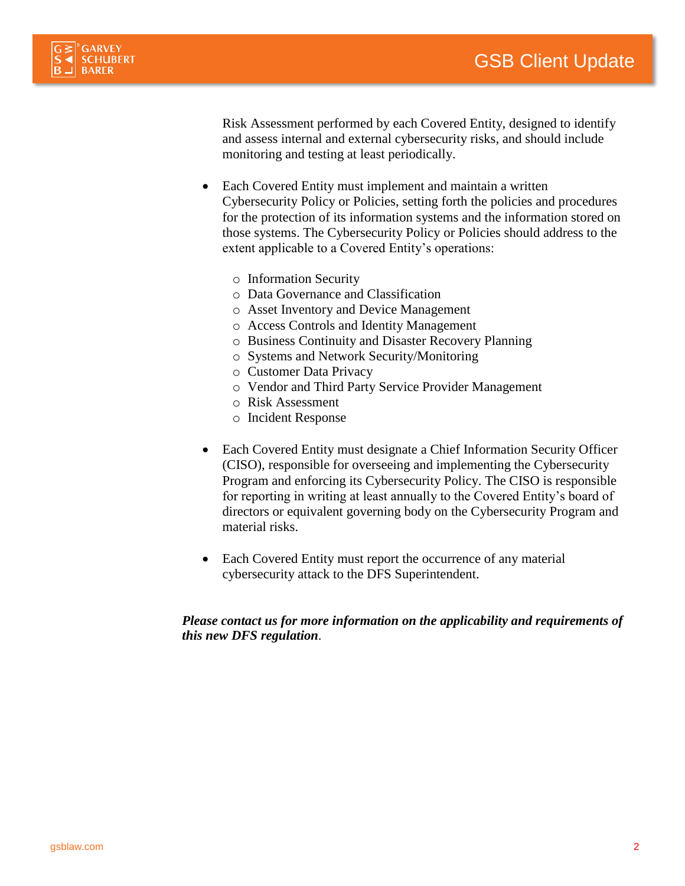Risk Assessment performed by each Covered Entity, designed to identify and assess internal and external cybersecurity risks, and should include monitoring and testing at least periodically.

- Each Covered Entity must implement and maintain a written Cybersecurity Policy or Policies, setting forth the policies and procedures for the protection of its information systems and the information stored on those systems. The Cybersecurity Policy or Policies should address to the extent applicable to a Covered Entity's operations:
  - Information Security
  - Data Governance and Classification
  - Asset Inventory and Device Management
  - Access Controls and Identity Management
  - Business Continuity and Disaster Recovery Planning
  - Systems and Network Security/Monitoring
  - Customer Data Privacy
  - Vendor and Third Party Service Provider Management
  - Risk Assessment
  - Incident Response

- Each Covered Entity must designate a Chief Information Security Officer (CISO), responsible for overseeing and implementing the Cybersecurity Program and enforcing its Cybersecurity Policy. The CISO is responsible for reporting in writing at least annually to the Covered Entity's board of directors or equivalent governing body on the Cybersecurity Program and material risks.

- Each Covered Entity must report the occurrence of any material cybersecurity attack to the DFS Superintendent.

***Please contact us for more information on the applicability and requirements of this new DFS regulation***.